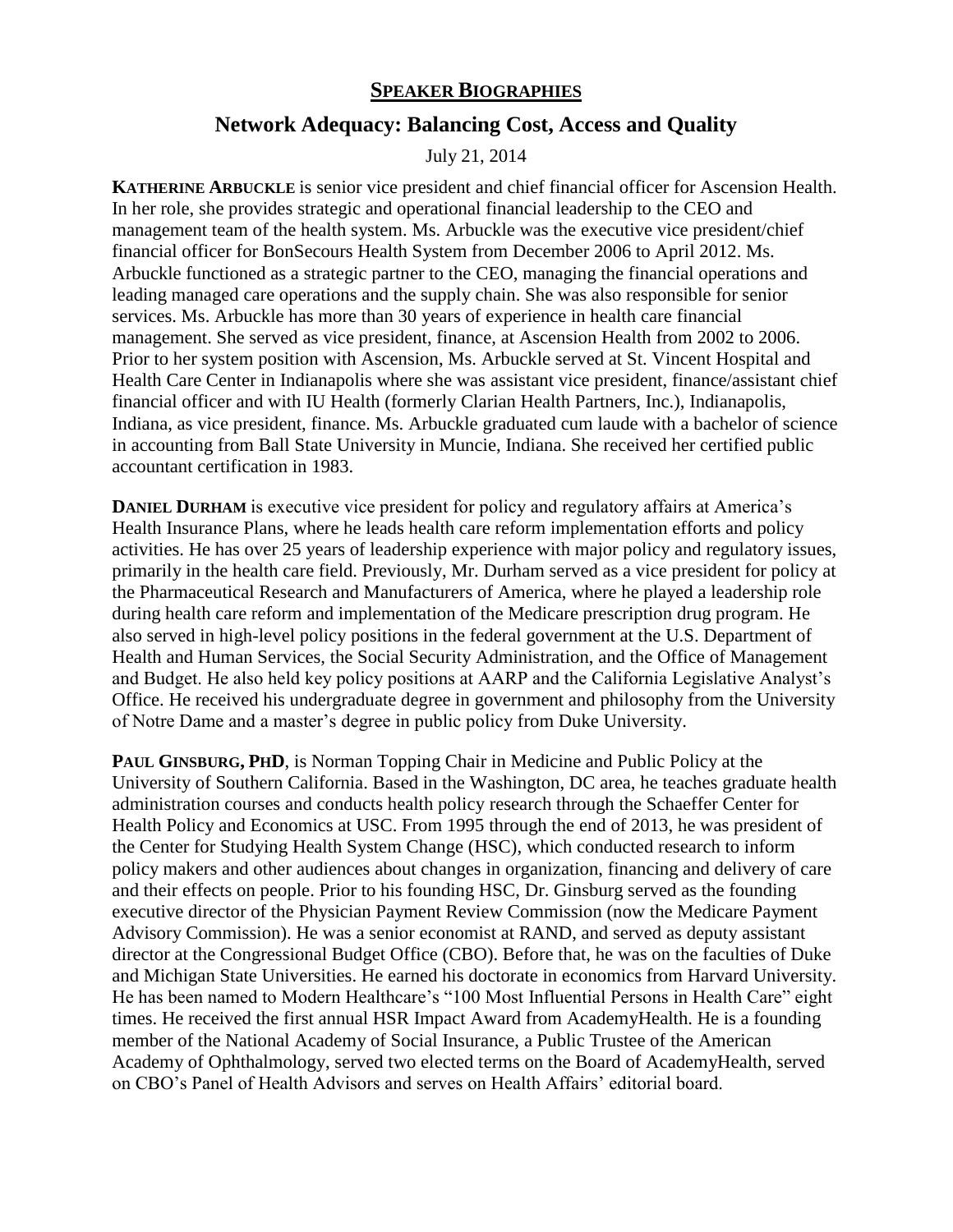# SPEAKER BIOGRAPHIES

## Network Adequacy: Balancing Cost, Access and Quality

July 21, 2014

**KATHERINE ARBUCKLE** is senior vice president and chief financial officer for Ascension Health. In her role, she provides strategic and operational financial leadership to the CEO and management team of the health system. Ms. Arbuckle was the executive vice president/chief financial officer for BonSecours Health System from December 2006 to April 2012. Ms. Arbuckle functioned as a strategic partner to the CEO, managing the financial operations and leading managed care operations and the supply chain. She was also responsible for senior services. Ms. Arbuckle has more than 30 years of experience in health care financial management. She served as vice president, finance, at Ascension Health from 2002 to 2006. Prior to her system position with Ascension, Ms. Arbuckle served at St. Vincent Hospital and Health Care Center in Indianapolis where she was assistant vice president, finance/assistant chief financial officer and with IU Health (formerly Clarian Health Partners, Inc.), Indianapolis, Indiana, as vice president, finance. Ms. Arbuckle graduated cum laude with a bachelor of science in accounting from Ball State University in Muncie, Indiana. She received her certified public accountant certification in 1983.

**DANIEL DURHAM** is executive vice president for policy and regulatory affairs at America's Health Insurance Plans, where he leads health care reform implementation efforts and policy activities. He has over 25 years of leadership experience with major policy and regulatory issues, primarily in the health care field. Previously, Mr. Durham served as a vice president for policy at the Pharmaceutical Research and Manufacturers of America, where he played a leadership role during health care reform and implementation of the Medicare prescription drug program. He also served in high-level policy positions in the federal government at the U.S. Department of Health and Human Services, the Social Security Administration, and the Office of Management and Budget. He also held key policy positions at AARP and the California Legislative Analyst's Office. He received his undergraduate degree in government and philosophy from the University of Notre Dame and a master's degree in public policy from Duke University.

**PAUL GINSBURG, PHD**, is Norman Topping Chair in Medicine and Public Policy at the University of Southern California. Based in the Washington, DC area, he teaches graduate health administration courses and conducts health policy research through the Schaeffer Center for Health Policy and Economics at USC. From 1995 through the end of 2013, he was president of the Center for Studying Health System Change (HSC), which conducted research to inform policy makers and other audiences about changes in organization, financing and delivery of care and their effects on people. Prior to his founding HSC, Dr. Ginsburg served as the founding executive director of the Physician Payment Review Commission (now the Medicare Payment Advisory Commission). He was a senior economist at RAND, and served as deputy assistant director at the Congressional Budget Office (CBO). Before that, he was on the faculties of Duke and Michigan State Universities. He earned his doctorate in economics from Harvard University. He has been named to Modern Healthcare's "100 Most Influential Persons in Health Care" eight times. He received the first annual HSR Impact Award from AcademyHealth. He is a founding member of the National Academy of Social Insurance, a Public Trustee of the American Academy of Ophthalmology, served two elected terms on the Board of AcademyHealth, served on CBO's Panel of Health Advisors and serves on Health Affairs' editorial board.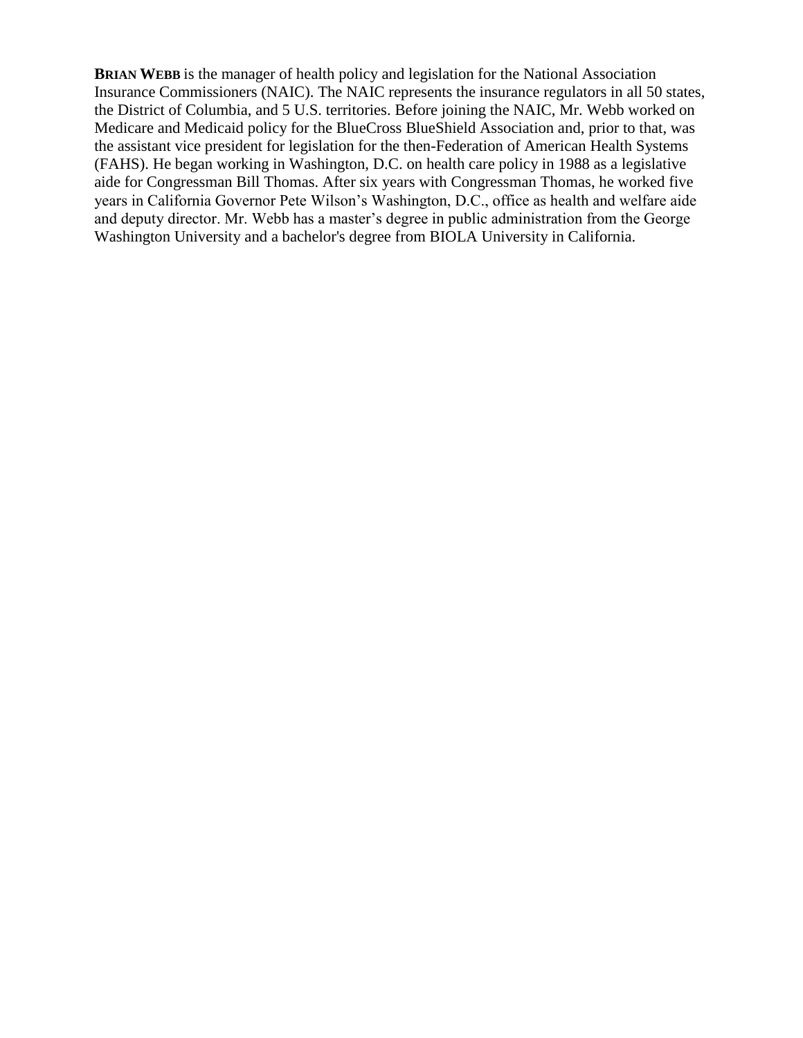**BRIAN WEBB** is the manager of health policy and legislation for the National Association Insurance Commissioners (NAIC). The NAIC represents the insurance regulators in all 50 states, the District of Columbia, and 5 U.S. territories. Before joining the NAIC, Mr. Webb worked on Medicare and Medicaid policy for the BlueCross BlueShield Association and, prior to that, was the assistant vice president for legislation for the then-Federation of American Health Systems (FAHS). He began working in Washington, D.C. on health care policy in 1988 as a legislative aide for Congressman Bill Thomas. After six years with Congressman Thomas, he worked five years in California Governor Pete Wilson's Washington, D.C., office as health and welfare aide and deputy director. Mr. Webb has a master's degree in public administration from the George Washington University and a bachelor's degree from BIOLA University in California.